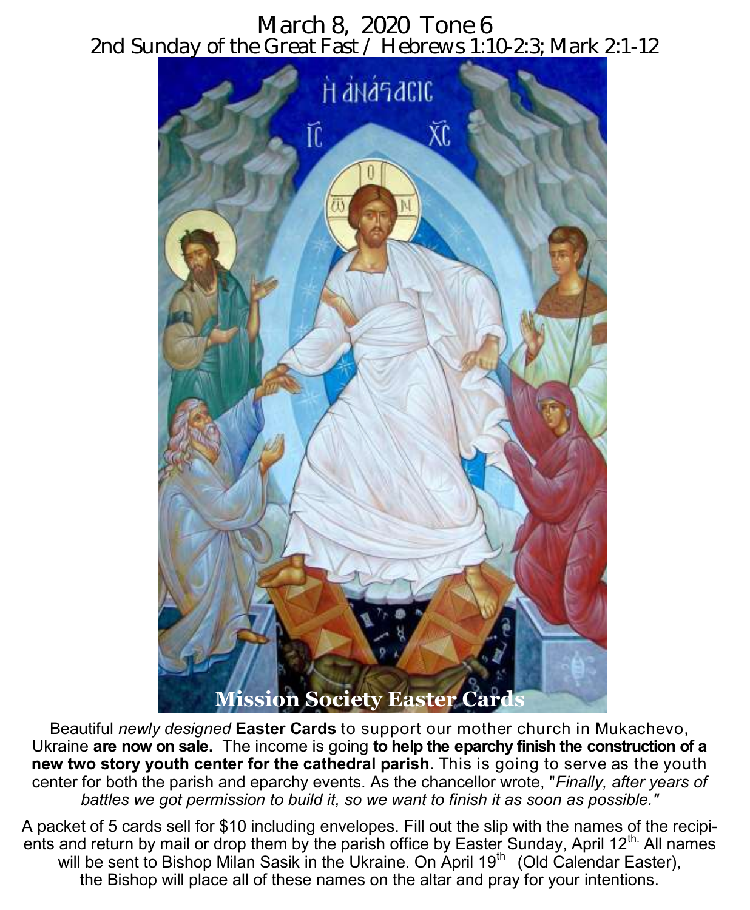# March 8, 2020 Tone 6

## 2nd Sunday of the Great Fast / Hebrews 1:10-2:3; Mark 2:1-12

**Mission Society Easter Cards**

Beautiful *newly designed* **Easter Cards** to support our mother church in Mukachevo, Ukraine **are now on sale.** The income is going **to help the eparchy finish the construction of a new two story youth center for the cathedral parish**. This is going to serve as the youth center for both the parish and eparchy events. As the chancellor wrote, "*Finally, after years of battles we got permission to build it, so we want to finish it as soon as possible.*"

A packet of 5 cards sell for $10 including envelopes. Fill out the slip with the names of the recipients and return by mail or drop them by the parish office by Easter Sunday, April 12th. All names will be sent to Bishop Milan Sasik in the Ukraine. On April 19th (Old Calendar Easter), the Bishop will place all of these names on the altar and pray for your intentions.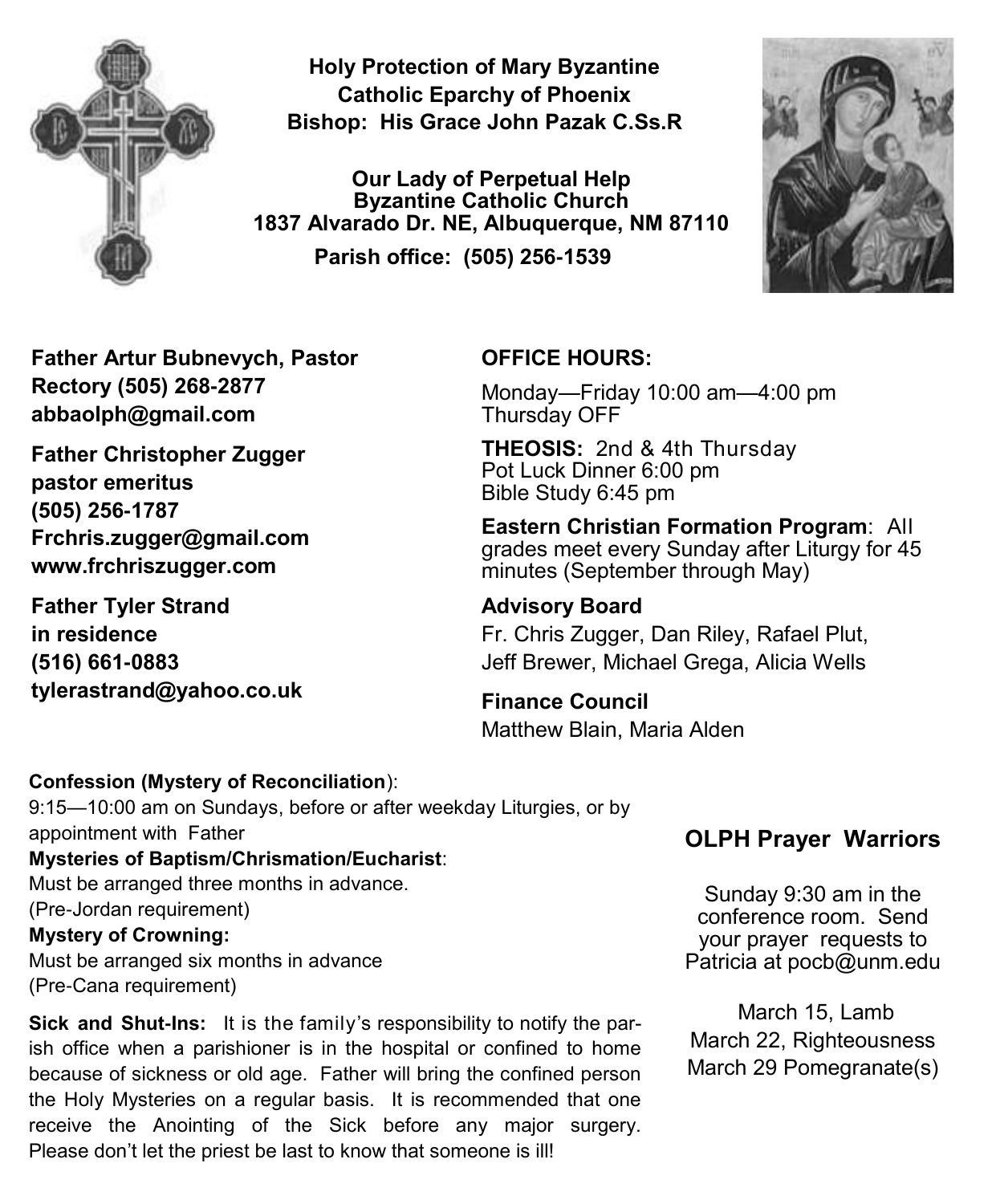**Holy Protection of Mary Byzantine Catholic Eparchy of Phoenix**
**Bishop: His Grace John Pazak C.Ss.R**

**Our Lady of Perpetual Help Byzantine Catholic Church**
**1837 Alvarado Dr. NE, Albuquerque, NM 87110**
**Parish office: (505) 256-1539**

**Father Artur Bubnevych, Pastor**
**Rectory (505) 268-2877**
**abbaolph@gmail.com**

**Father Christopher Zugger**
**pastor emeritus**
**(505) 256-1787**
**Frchris.zugger@gmail.com**
**www.frchriszugger.com**

**Father Tyler Strand**
**in residence**
**(516) 661-0883**
**tylerastrand@yahoo.co.uk**

**OFFICE HOURS:**

Monday—Friday 10:00 am—4:00 pm
Thursday OFF

**THEOSIS:** 2nd & 4th Thursday
Pot Luck Dinner 6:00 pm
Bible Study 6:45 pm

**Eastern Christian Formation Program**: All grades meet every Sunday after Liturgy for 45 minutes (September through May)

**Advisory Board**
Fr. Chris Zugger, Dan Riley, Rafael Plut, Jeff Brewer, Michael Grega, Alicia Wells

**Finance Council**
Matthew Blain, Maria Alden

**Confession (Mystery of Reconciliation**):
9:15—10:00 am on Sundays, before or after weekday Liturgies, or by appointment with Father

**Mysteries of Baptism/Chrismation/Eucharist**:
Must be arranged three months in advance.
(Pre-Jordan requirement)

**Mystery of Crowning:**
Must be arranged six months in advance
(Pre-Cana requirement)

**Sick and Shut-Ins:** It is the family's responsibility to notify the parish office when a parishioner is in the hospital or confined to home because of sickness or old age. Father will bring the confined person the Holy Mysteries on a regular basis. It is recommended that one receive the Anointing of the Sick before any major surgery. Please don't let the priest be last to know that someone is ill!

## OLPH Prayer Warriors

Sunday 9:30 am in the conference room. Send your prayer requests to Patricia at pocb@unm.edu

March 15, Lamb
March 22, Righteousness
March 29 Pomegranate(s)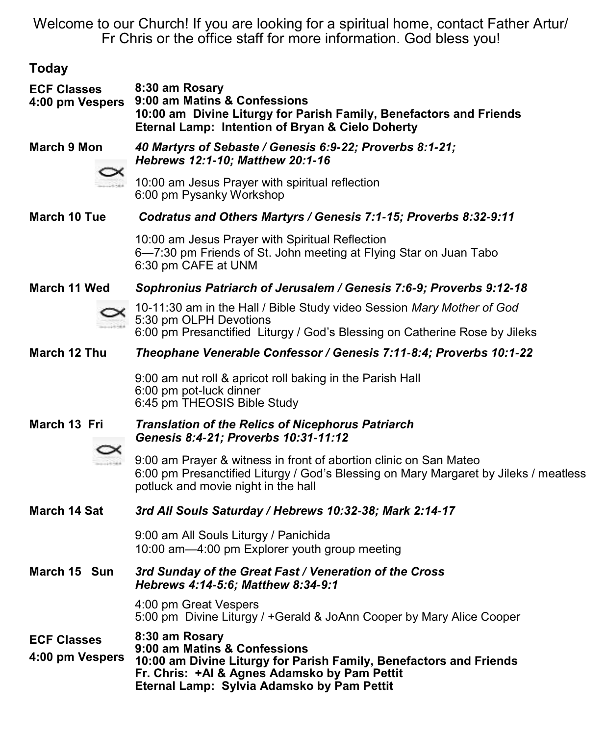Welcome to our Church! If you are looking for a spiritual home, contact Father Artur/ Fr Chris or the office staff for more information. God bless you!

## Today

**ECF Classes**
**4:00 pm Vespers**

**8:30 am Rosary**
**9:00 am Matins & Confessions**
**10:00 am Divine Liturgy for Parish Family, Benefactors and Friends**
**Eternal Lamp: Intention of Bryan & Cielo Doherty**

**March 9 Mon** — ***40 Martyrs of Sebaste / Genesis 6:9-22; Proverbs 8:1-21; Hebrews 12:1-10; Matthew 20:1-16***

10:00 am Jesus Prayer with spiritual reflection
6:00 pm Pysanky Workshop

**March 10 Tue** — ***Codratus and Others Martyrs / Genesis 7:1-15; Proverbs 8:32-9:11***

10:00 am Jesus Prayer with Spiritual Reflection
6—7:30 pm Friends of St. John meeting at Flying Star on Juan Tabo
6:30 pm CAFE at UNM

**March 11 Wed** — ***Sophronius Patriarch of Jerusalem / Genesis 7:6-9; Proverbs 9:12-18***

10-11:30 am in the Hall / Bible Study video Session *Mary Mother of God*
5:30 pm OLPH Devotions
6:00 pm Presanctified Liturgy / God's Blessing on Catherine Rose by Jileks

**March 12 Thu** — ***Theophane Venerable Confessor / Genesis 7:11-8:4; Proverbs 10:1-22***

9:00 am nut roll & apricot roll baking in the Parish Hall
6:00 pm pot-luck dinner
6:45 pm THEOSIS Bible Study

**March 13 Fri** — ***Translation of the Relics of Nicephorus Patriarch Genesis 8:4-21; Proverbs 10:31-11:12***

9:00 am Prayer & witness in front of abortion clinic on San Mateo
6:00 pm Presanctified Liturgy / God's Blessing on Mary Margaret by Jileks / meatless potluck and movie night in the hall

**March 14 Sat** — ***3rd All Souls Saturday / Hebrews 10:32-38; Mark 2:14-17***

9:00 am All Souls Liturgy / Panichida
10:00 am—4:00 pm Explorer youth group meeting

**March 15 Sun** — ***3rd Sunday of the Great Fast / Veneration of the Cross Hebrews 4:14-5:6; Matthew 8:34-9:1***

4:00 pm Great Vespers
5:00 pm Divine Liturgy / +Gerald & JoAnn Cooper by Mary Alice Cooper

**ECF Classes**
**4:00 pm Vespers**

**8:30 am Rosary**
**9:00 am Matins & Confessions**
**10:00 am Divine Liturgy for Parish Family, Benefactors and Friends**
**Fr. Chris: +Al & Agnes Adamsko by Pam Pettit**
**Eternal Lamp: Sylvia Adamsko by Pam Pettit**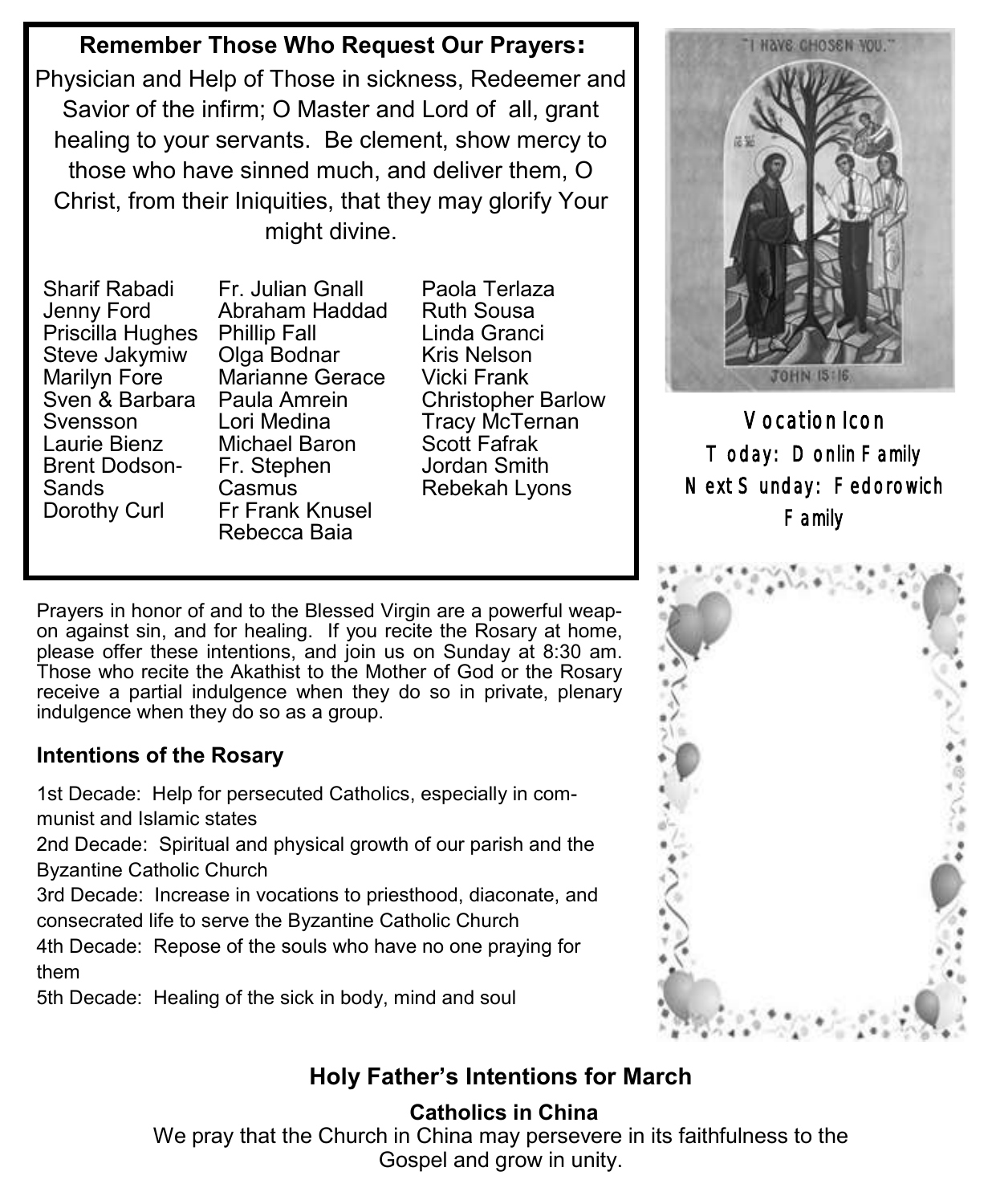## Remember Those Who Request Our Prayers:

Physician and Help of Those in sickness, Redeemer and Savior of the infirm; O Master and Lord of all, grant healing to your servants. Be clement, show mercy to those who have sinned much, and deliver them, O Christ, from their Iniquities, that they may glorify Your might divine.

Sharif Rabadi
Jenny Ford
Priscilla Hughes
Steve Jakymiw
Marilyn Fore
Sven & Barbara Svensson
Laurie Bienz
Brent Dodson-Sands
Dorothy Curl
Fr. Julian Gnall
Abraham Haddad
Phillip Fall
Olga Bodnar
Marianne Gerace
Paula Amrein
Lori Medina
Michael Baron
Fr. Stephen Casmus
Fr Frank Knusel
Rebecca Baia
Paola Terlaza
Ruth Sousa
Linda Granci
Kris Nelson
Vicki Frank
Christopher Barlow
Tracy McTernan
Scott Fafrak
Jordan Smith
Rebekah Lyons

**Vocation Icon**
Today: Donlin Family
Next Sunday: Fedorowich Family

Prayers in honor of and to the Blessed Virgin are a powerful weapon against sin, and for healing. If you recite the Rosary at home, please offer these intentions, and join us on Sunday at 8:30 am. Those who recite the Akathist to the Mother of God or the Rosary receive a partial indulgence when they do so in private, plenary indulgence when they do so as a group.

### Intentions of the Rosary

1st Decade: Help for persecuted Catholics, especially in communist and Islamic states
2nd Decade: Spiritual and physical growth of our parish and the Byzantine Catholic Church
3rd Decade: Increase in vocations to priesthood, diaconate, and consecrated life to serve the Byzantine Catholic Church
4th Decade: Repose of the souls who have no one praying for them
5th Decade: Healing of the sick in body, mind and soul

## Holy Father's Intentions for March

**Catholics in China**
We pray that the Church in China may persevere in its faithfulness to the Gospel and grow in unity.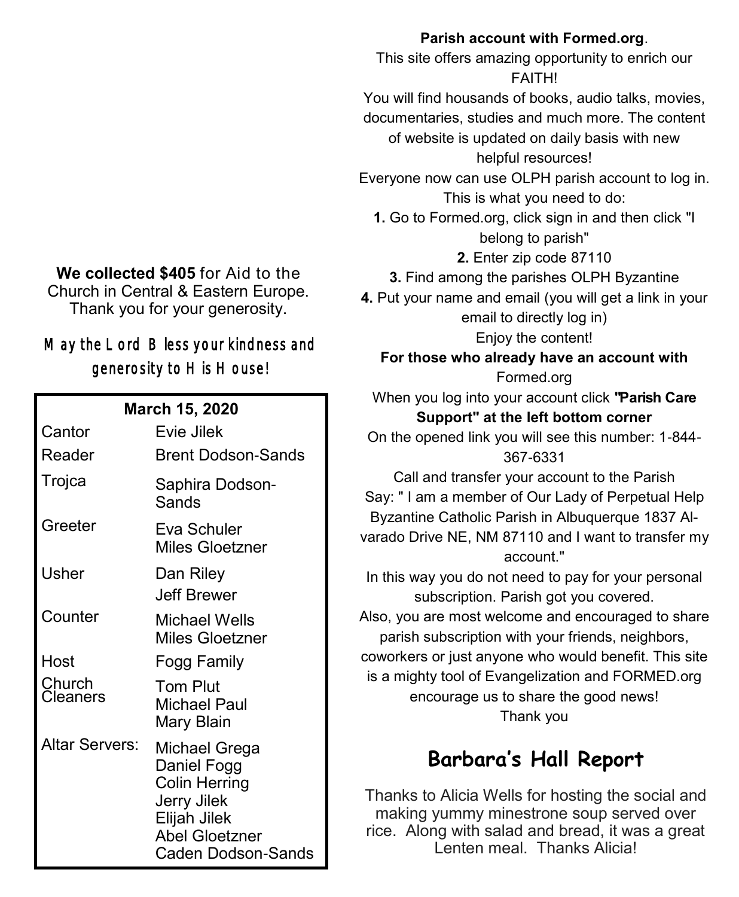**We collected $405** for Aid to the Church in Central & Eastern Europe. Thank you for your generosity.

*May the Lord Bless your kindness and generosity to His House!*

| March 15, 2020 | |
|---|---|
| Cantor | Evie Jilek |
| Reader | Brent Dodson-Sands |
| Trojca | Saphira Dodson-Sands |
| Greeter | Eva Schuler<br>Miles Gloetzner |
| Usher | Dan Riley<br>Jeff Brewer |
| Counter | Michael Wells<br>Miles Gloetzner |
| Host | Fogg Family |
| Church Cleaners | Tom Plut<br>Michael Paul<br>Mary Blain |
| Altar Servers: | Michael Grega<br>Daniel Fogg<br>Colin Herring<br>Jerry Jilek<br>Elijah Jilek<br>Abel Gloetzner<br>Caden Dodson-Sands |

**Parish account with Formed.org**.

This site offers amazing opportunity to enrich our FAITH!

You will find housands of books, audio talks, movies, documentaries, studies and much more. The content of website is updated on daily basis with new helpful resources!

Everyone now can use OLPH parish account to log in. This is what you need to do:

**1.** Go to Formed.org, click sign in and then click "I belong to parish"

**2.** Enter zip code 87110

**3.** Find among the parishes OLPH Byzantine

**4.** Put your name and email (you will get a link in your email to directly log in)

Enjoy the content!

**For those who already have an account with** Formed.org

When you log into your account click **"Parish Care Support" at the left bottom corner**

On the opened link you will see this number: 1-844-367-6331

Call and transfer your account to the Parish

Say: " I am a member of Our Lady of Perpetual Help Byzantine Catholic Parish in Albuquerque 1837 Alvarado Drive NE, NM 87110 and I want to transfer my account."

In this way you do not need to pay for your personal subscription. Parish got you covered.

Also, you are most welcome and encouraged to share parish subscription with your friends, neighbors, coworkers or just anyone who would benefit. This site is a mighty tool of Evangelization and FORMED.org encourage us to share the good news!

Thank you

## Barbara's Hall Report

Thanks to Alicia Wells for hosting the social and making yummy minestrone soup served over rice. Along with salad and bread, it was a great Lenten meal. Thanks Alicia!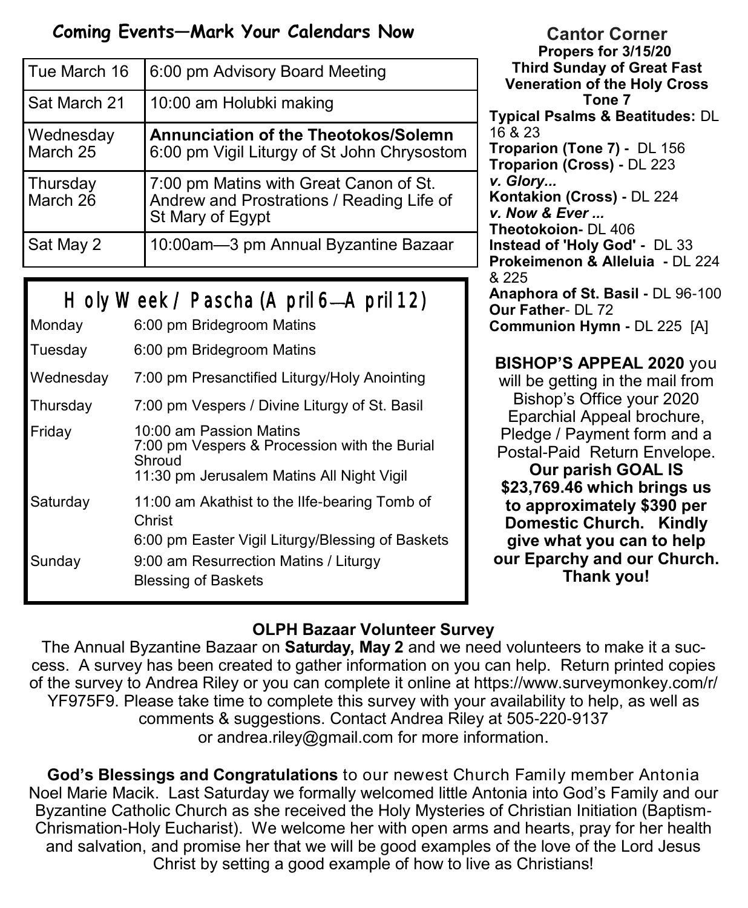## Coming Events—Mark Your Calendars Now

| | |
|---|---|
| Tue March 16 | 6:00 pm Advisory Board Meeting |
| Sat March 21 | 10:00 am Holubki making |
| Wednesday March 25 | **Annunciation of the Theotokos/Solemn** 6:00 pm Vigil Liturgy of St John Chrysostom |
| Thursday March 26 | 7:00 pm Matins with Great Canon of St. Andrew and Prostrations / Reading Life of St Mary of Egypt |
| Sat May 2 | 10:00am—3 pm Annual Byzantine Bazaar |

## Holy Week / Pascha (April 6—April 12)

| | |
|---|---|
| Monday | 6:00 pm Bridegroom Matins |
| Tuesday | 6:00 pm Bridegroom Matins |
| Wednesday | 7:00 pm Presanctified Liturgy/Holy Anointing |
| Thursday | 7:00 pm Vespers / Divine Liturgy of St. Basil |
| Friday | 10:00 am Passion Matins<br>7:00 pm Vespers & Procession with the Burial Shroud<br>11:30 pm Jerusalem Matins All Night Vigil |
| Saturday | 11:00 am Akathist to the life-bearing Tomb of Christ<br>6:00 pm Easter Vigil Liturgy/Blessing of Baskets |
| Sunday | 9:00 am Resurrection Matins / Liturgy<br>Blessing of Baskets |

## Cantor Corner

**Propers for 3/15/20**
**Third Sunday of Great Fast**
**Veneration of the Holy Cross**
**Tone 7**

**Typical Psalms & Beatitudes:** DL 16 & 23
**Troparion (Tone 7) -** DL 156
**Troparion (Cross) -** DL 223
***v. Glory...***
**Kontakion (Cross) -** DL 224
***v. Now & Ever ...***
**Theotokoion-** DL 406
**Instead of 'Holy God' -** DL 33
**Prokeimenon & Alleluia -** DL 224 & 225
**Anaphora of St. Basil -** DL 96-100
**Our Father**- DL 72
**Communion Hymn -** DL 225 [A]

**BISHOP'S APPEAL 2020** you will be getting in the mail from Bishop's Office your 2020 Eparchial Appeal brochure, Pledge / Payment form and a Postal-Paid Return Envelope. **Our parish GOAL IS $23,769.46 which brings us to approximately $390 per Domestic Church. Kindly give what you can to help our Eparchy and our Church. Thank you!**

### OLPH Bazaar Volunteer Survey

The Annual Byzantine Bazaar on **Saturday, May 2** and we need volunteers to make it a success. A survey has been created to gather information on you can help. Return printed copies of the survey to Andrea Riley or you can complete it online at https://www.surveymonkey.com/r/YF975F9. Please take time to complete this survey with your availability to help, as well as comments & suggestions. Contact Andrea Riley at 505-220-9137 or andrea.riley@gmail.com for more information.

**God's Blessings and Congratulations** to our newest Church Family member Antonia Noel Marie Macik. Last Saturday we formally welcomed little Antonia into God's Family and our Byzantine Catholic Church as she received the Holy Mysteries of Christian Initiation (Baptism-Chrismation-Holy Eucharist). We welcome her with open arms and hearts, pray for her health and salvation, and promise her that we will be good examples of the love of the Lord Jesus Christ by setting a good example of how to live as Christians!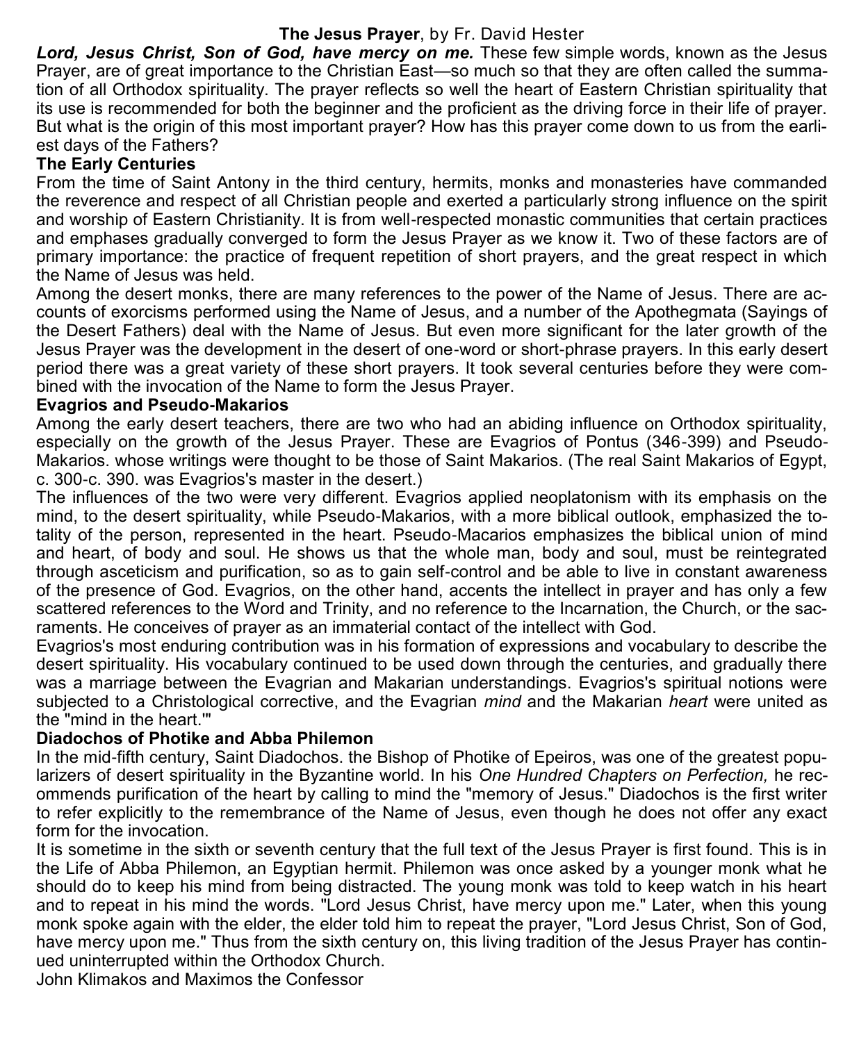## The Jesus Prayer, by Fr. David Hester

***Lord, Jesus Christ, Son of God, have mercy on me.*** These few simple words, known as the Jesus Prayer, are of great importance to the Christian East—so much so that they are often called the summation of all Orthodox spirituality. The prayer reflects so well the heart of Eastern Christian spirituality that its use is recommended for both the beginner and the proficient as the driving force in their life of prayer. But what is the origin of this most important prayer? How has this prayer come down to us from the earliest days of the Fathers?

### The Early Centuries

From the time of Saint Antony in the third century, hermits, monks and monasteries have commanded the reverence and respect of all Christian people and exerted a particularly strong influence on the spirit and worship of Eastern Christianity. It is from well-respected monastic communities that certain practices and emphases gradually converged to form the Jesus Prayer as we know it. Two of these factors are of primary importance: the practice of frequent repetition of short prayers, and the great respect in which the Name of Jesus was held.

Among the desert monks, there are many references to the power of the Name of Jesus. There are accounts of exorcisms performed using the Name of Jesus, and a number of the Apothegmata (Sayings of the Desert Fathers) deal with the Name of Jesus. But even more significant for the later growth of the Jesus Prayer was the development in the desert of one-word or short-phrase prayers. In this early desert period there was a great variety of these short prayers. It took several centuries before they were combined with the invocation of the Name to form the Jesus Prayer.

### Evagrios and Pseudo-Makarios

Among the early desert teachers, there are two who had an abiding influence on Orthodox spirituality, especially on the growth of the Jesus Prayer. These are Evagrios of Pontus (346-399) and Pseudo-Makarios. whose writings were thought to be those of Saint Makarios. (The real Saint Makarios of Egypt, c. 300-c. 390. was Evagrios's master in the desert.)

The influences of the two were very different. Evagrios applied neoplatonism with its emphasis on the mind, to the desert spirituality, while Pseudo-Makarios, with a more biblical outlook, emphasized the totality of the person, represented in the heart. Pseudo-Macarios emphasizes the biblical union of mind and heart, of body and soul. He shows us that the whole man, body and soul, must be reintegrated through asceticism and purification, so as to gain self-control and be able to live in constant awareness of the presence of God. Evagrios, on the other hand, accents the intellect in prayer and has only a few scattered references to the Word and Trinity, and no reference to the Incarnation, the Church, or the sacraments. He conceives of prayer as an immaterial contact of the intellect with God.

Evagrios's most enduring contribution was in his formation of expressions and vocabulary to describe the desert spirituality. His vocabulary continued to be used down through the centuries, and gradually there was a marriage between the Evagrian and Makarian understandings. Evagrios's spiritual notions were subjected to a Christological corrective, and the Evagrian *mind* and the Makarian *heart* were united as the "mind in the heart.'"

### Diadochos of Photike and Abba Philemon

In the mid-fifth century, Saint Diadochos. the Bishop of Photike of Epeiros, was one of the greatest popularizers of desert spirituality in the Byzantine world. In his *One Hundred Chapters on Perfection,* he recommends purification of the heart by calling to mind the "memory of Jesus." Diadochos is the first writer to refer explicitly to the remembrance of the Name of Jesus, even though he does not offer any exact form for the invocation.

It is sometime in the sixth or seventh century that the full text of the Jesus Prayer is first found. This is in the Life of Abba Philemon, an Egyptian hermit. Philemon was once asked by a younger monk what he should do to keep his mind from being distracted. The young monk was told to keep watch in his heart and to repeat in his mind the words. "Lord Jesus Christ, have mercy upon me." Later, when this young monk spoke again with the elder, the elder told him to repeat the prayer, "Lord Jesus Christ, Son of God, have mercy upon me." Thus from the sixth century on, this living tradition of the Jesus Prayer has continued uninterrupted within the Orthodox Church.

John Klimakos and Maximos the Confessor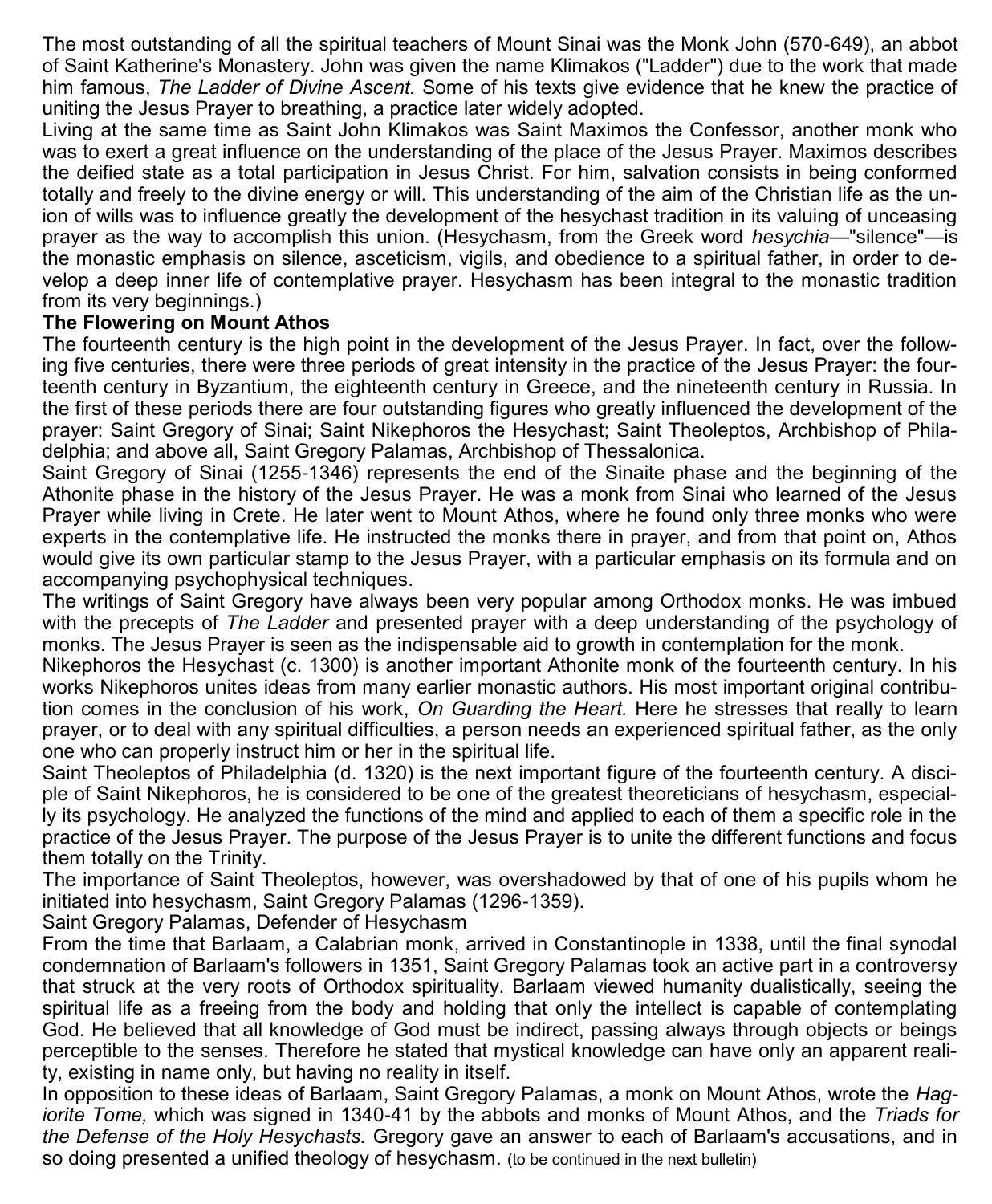The most outstanding of all the spiritual teachers of Mount Sinai was the Monk John (570-649), an abbot of Saint Katherine's Monastery. John was given the name Klimakos ("Ladder") due to the work that made him famous, *The Ladder of Divine Ascent.* Some of his texts give evidence that he knew the practice of uniting the Jesus Prayer to breathing, a practice later widely adopted.

Living at the same time as Saint John Klimakos was Saint Maximos the Confessor, another monk who was to exert a great influence on the understanding of the place of the Jesus Prayer. Maximos describes the deified state as a total participation in Jesus Christ. For him, salvation consists in being conformed totally and freely to the divine energy or will. This understanding of the aim of the Christian life as the union of wills was to influence greatly the development of the hesychast tradition in its valuing of unceasing prayer as the way to accomplish this union. (Hesychasm, from the Greek word *hesychia*—"silence"—is the monastic emphasis on silence, asceticism, vigils, and obedience to a spiritual father, in order to develop a deep inner life of contemplative prayer. Hesychasm has been integral to the monastic tradition from its very beginnings.)

**The Flowering on Mount Athos**

The fourteenth century is the high point in the development of the Jesus Prayer. In fact, over the following five centuries, there were three periods of great intensity in the practice of the Jesus Prayer: the fourteenth century in Byzantium, the eighteenth century in Greece, and the nineteenth century in Russia. In the first of these periods there are four outstanding figures who greatly influenced the development of the prayer: Saint Gregory of Sinai; Saint Nikephoros the Hesychast; Saint Theoleptos, Archbishop of Philadelphia; and above all, Saint Gregory Palamas, Archbishop of Thessalonica.

Saint Gregory of Sinai (1255-1346) represents the end of the Sinaite phase and the beginning of the Athonite phase in the history of the Jesus Prayer. He was a monk from Sinai who learned of the Jesus Prayer while living in Crete. He later went to Mount Athos, where he found only three monks who were experts in the contemplative life. He instructed the monks there in prayer, and from that point on, Athos would give its own particular stamp to the Jesus Prayer, with a particular emphasis on its formula and on accompanying psychophysical techniques.

The writings of Saint Gregory have always been very popular among Orthodox monks. He was imbued with the precepts of *The Ladder* and presented prayer with a deep understanding of the psychology of monks. The Jesus Prayer is seen as the indispensable aid to growth in contemplation for the monk.

Nikephoros the Hesychast (c. 1300) is another important Athonite monk of the fourteenth century. In his works Nikephoros unites ideas from many earlier monastic authors. His most important original contribution comes in the conclusion of his work, *On Guarding the Heart.* Here he stresses that really to learn prayer, or to deal with any spiritual difficulties, a person needs an experienced spiritual father, as the only one who can properly instruct him or her in the spiritual life.

Saint Theoleptos of Philadelphia (d. 1320) is the next important figure of the fourteenth century. A disciple of Saint Nikephoros, he is considered to be one of the greatest theoreticians of hesychasm, especially its psychology. He analyzed the functions of the mind and applied to each of them a specific role in the practice of the Jesus Prayer. The purpose of the Jesus Prayer is to unite the different functions and focus them totally on the Trinity.

The importance of Saint Theoleptos, however, was overshadowed by that of one of his pupils whom he initiated into hesychasm, Saint Gregory Palamas (1296-1359).

Saint Gregory Palamas, Defender of Hesychasm

From the time that Barlaam, a Calabrian monk, arrived in Constantinople in 1338, until the final synodal condemnation of Barlaam's followers in 1351, Saint Gregory Palamas took an active part in a controversy that struck at the very roots of Orthodox spirituality. Barlaam viewed humanity dualistically, seeing the spiritual life as a freeing from the body and holding that only the intellect is capable of contemplating God. He believed that all knowledge of God must be indirect, passing always through objects or beings perceptible to the senses. Therefore he stated that mystical knowledge can have only an apparent reality, existing in name only, but having no reality in itself.

In opposition to these ideas of Barlaam, Saint Gregory Palamas, a monk on Mount Athos, wrote the *Hagiorite Tome,* which was signed in 1340-41 by the abbots and monks of Mount Athos, and the *Triads for the Defense of the Holy Hesychasts.* Gregory gave an answer to each of Barlaam's accusations, and in so doing presented a unified theology of hesychasm. (to be continued in the next bulletin)